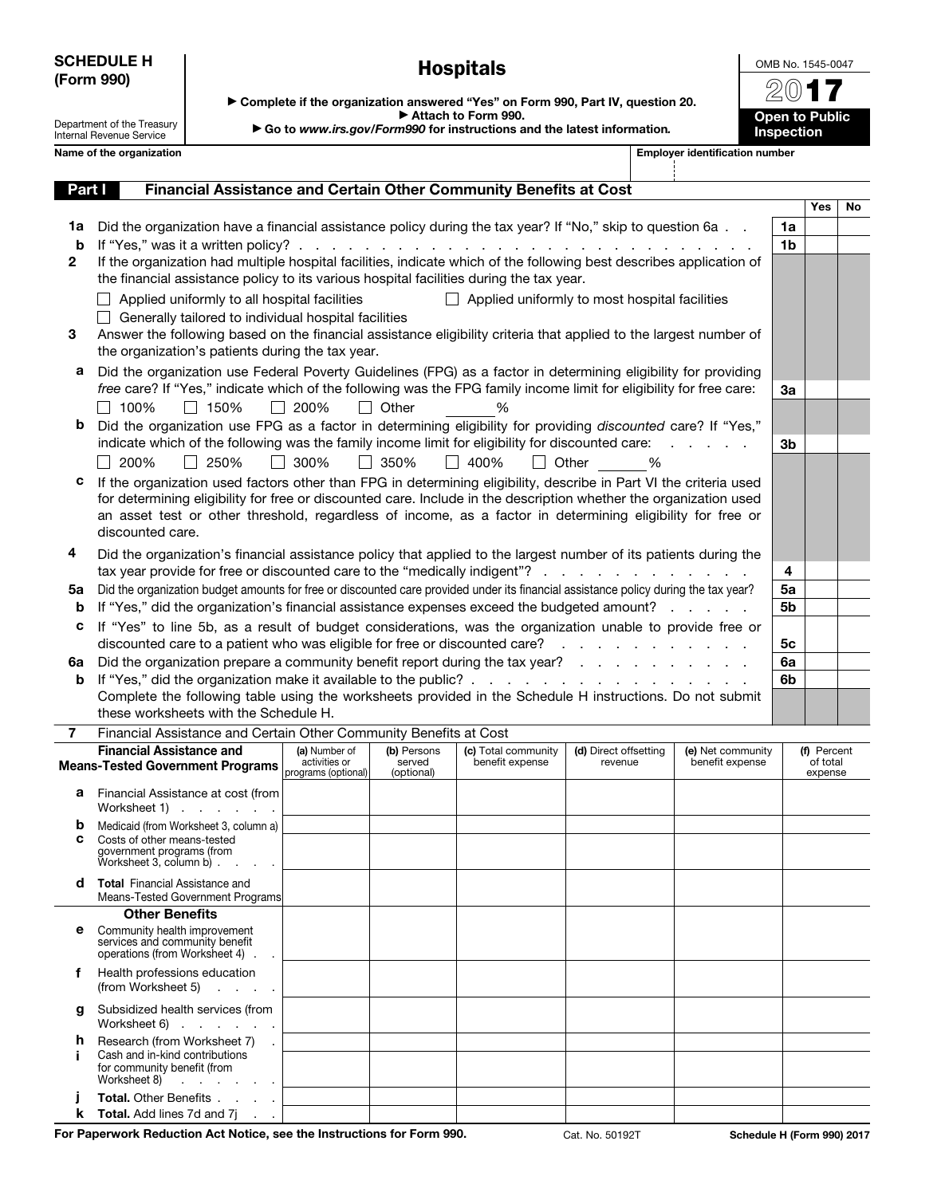**SCHEDULE H (Form 990)**

Department of the Treasury
Internal Revenue Service

# Hospitals

▶ Complete if the organization answered "Yes" on Form 990, Part IV, question 20.
▶ Attach to Form 990.
▶ Go to *www.irs.gov/Form990* for instructions and the latest information.

OMB No. 1545-0047

**2017**

**Open to Public Inspection**

**Name of the organization** | **Employer identification number**

## Part I — Financial Assistance and Certain Other Community Benefits at Cost

| | | | Yes | No |
|---|---|---|---|---|
| **1a** | Did the organization have a financial assistance policy during the tax year? If "No," skip to question 6a . . | **1a** | | |
| **b** | If "Yes," was it a written policy? . . . . . . . . . . . . . . . . . . . . . . . . . . . . . . | **1b** | | |
| **2** | If the organization had multiple hospital facilities, indicate which of the following best describes application of the financial assistance policy to its various hospital facilities during the tax year.<br>☐ Applied uniformly to all hospital facilities ☐ Applied uniformly to most hospital facilities<br>☐ Generally tailored to individual hospital facilities | | | |
| **3** | Answer the following based on the financial assistance eligibility criteria that applied to the largest number of the organization's patients during the tax year. | | | |
| **a** | Did the organization use Federal Poverty Guidelines (FPG) as a factor in determining eligibility for providing *free* care? If "Yes," indicate which of the following was the FPG family income limit for eligibility for free care:<br>☐ 100% ☐ 150% ☐ 200% ☐ Other \_\_\_\_\_\_ % | **3a** | | |
| **b** | Did the organization use FPG as a factor in determining eligibility for providing *discounted* care? If "Yes," indicate which of the following was the family income limit for eligibility for discounted care: . . . . . .<br>☐ 200% ☐ 250% ☐ 300% ☐ 350% ☐ 400% ☐ Other \_\_\_\_\_\_ % | **3b** | | |
| **c** | If the organization used factors other than FPG in determining eligibility, describe in Part VI the criteria used for determining eligibility for free or discounted care. Include in the description whether the organization used an asset test or other threshold, regardless of income, as a factor in determining eligibility for free or discounted care. | | | |
| **4** | Did the organization's financial assistance policy that applied to the largest number of its patients during the tax year provide for free or discounted care to the "medically indigent"? . . . . . . . . . . . . . | **4** | | |
| **5a** | Did the organization budget amounts for free or discounted care provided under its financial assistance policy during the tax year? | **5a** | | |
| **b** | If "Yes," did the organization's financial assistance expenses exceed the budgeted amount? . . . . . . | **5b** | | |
| **c** | If "Yes" to line 5b, as a result of budget considerations, was the organization unable to provide free or discounted care to a patient who was eligible for free or discounted care? . . . . . . . . . . . . . | **5c** | | |
| **6a** | Did the organization prepare a community benefit report during the tax year? . . . . . . . . . . . | **6a** | | |
| **b** | If "Yes," did the organization make it available to the public? . . . . . . . . . . . . . . . . . . | **6b** | | |
| | Complete the following table using the worksheets provided in the Schedule H instructions. Do not submit these worksheets with the Schedule H. | | | |

**7** Financial Assistance and Certain Other Community Benefits at Cost

| | Financial Assistance and Means-Tested Government Programs | (a) Number of activities or programs (optional) | (b) Persons served (optional) | (c) Total community benefit expense | (d) Direct offsetting revenue | (e) Net community benefit expense | (f) Percent of total expense |
|---|---|---|---|---|---|---|---|
| **a** | Financial Assistance at cost (from Worksheet 1) . . . . . . . | | | | | | |
| **b** | Medicaid (from Worksheet 3, column a) | | | | | | |
| **c** | Costs of other means-tested government programs (from Worksheet 3, column b) . . . . | | | | | | |
| **d** | **Total** Financial Assistance and Means-Tested Government Programs | | | | | | |
| | **Other Benefits** | | | | | | |
| **e** | Community health improvement services and community benefit operations (from Worksheet 4) . . | | | | | | |
| **f** | Health professions education (from Worksheet 5) . . . . . | | | | | | |
| **g** | Subsidized health services (from Worksheet 6) . . . . . . . | | | | | | |
| **h** | Research (from Worksheet 7) . | | | | | | |
| **i** | Cash and in-kind contributions for community benefit (from Worksheet 8) . . . . . . . | | | | | | |
| **j** | **Total.** Other Benefits . . . . | | | | | | |
| **k** | **Total.** Add lines 7d and 7j . . | | | | | | |

**For Paperwork Reduction Act Notice, see the Instructions for Form 990.** Cat. No. 50192T **Schedule H (Form 990) 2017**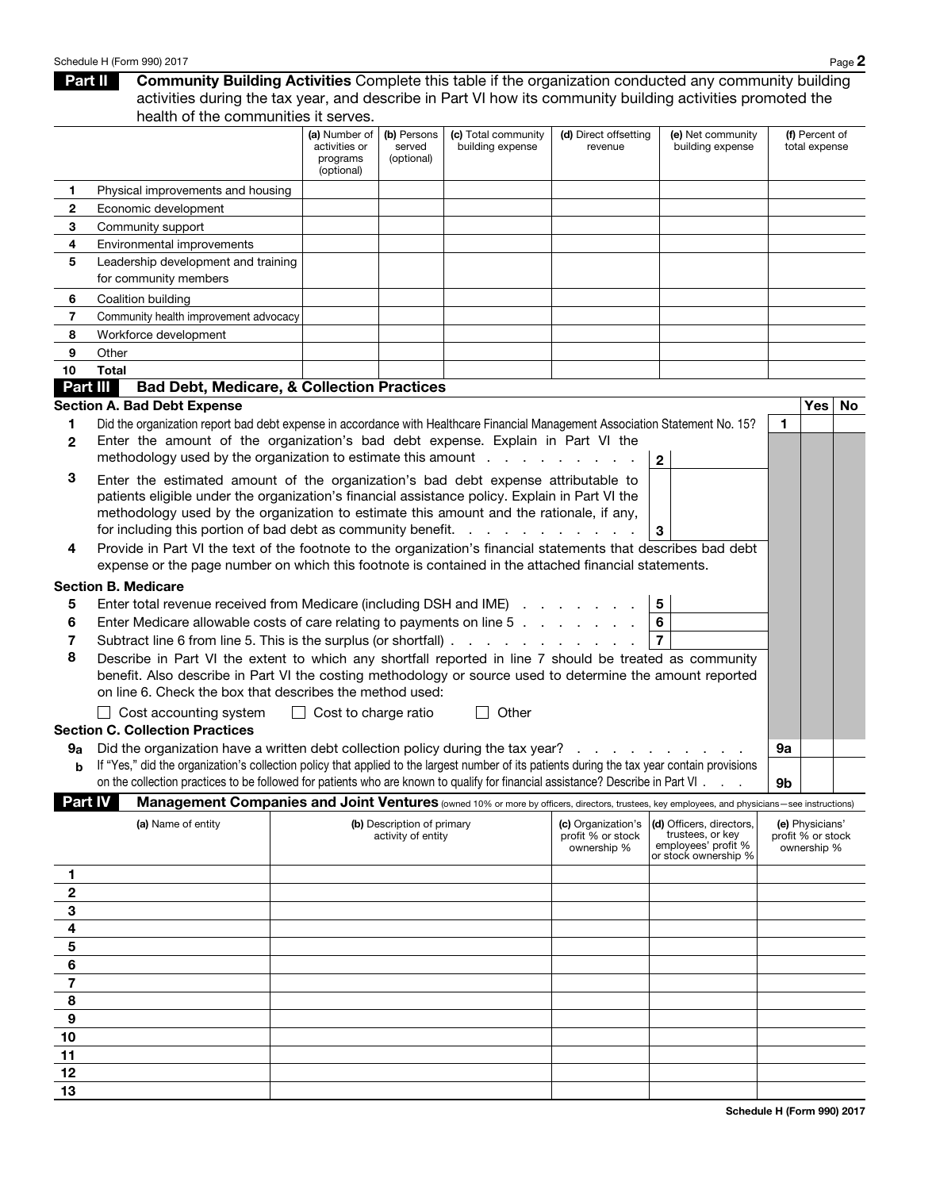## Part II Community Building Activities

Complete this table if the organization conducted any community building activities during the tax year, and describe in Part VI how its community building activities promoted the health of the communities it serves.

| | | (a) Number of activities or programs (optional) | (b) Persons served (optional) | (c) Total community building expense | (d) Direct offsetting revenue | (e) Net community building expense | (f) Percent of total expense |
|---|---|---|---|---|---|---|---|
| 1 | Physical improvements and housing | | | | | | |
| 2 | Economic development | | | | | | |
| 3 | Community support | | | | | | |
| 4 | Environmental improvements | | | | | | |
| 5 | Leadership development and training for community members | | | | | | |
| 6 | Coalition building | | | | | | |
| 7 | Community health improvement advocacy | | | | | | |
| 8 | Workforce development | | | | | | |
| 9 | Other | | | | | | |
| 10 | **Total** | | | | | | |

## Part III Bad Debt, Medicare, & Collection Practices

### Section A. Bad Debt Expense

| | | | Yes | No |
|---|---|---|---|---|
| 1 | Did the organization report bad debt expense in accordance with Healthcare Financial Management Association Statement No. 15? | 1 | | |

2 Enter the amount of the organization's bad debt expense. Explain in Part VI the methodology used by the organization to estimate this amount . . . . . . . . . . **2** ____

3 Enter the estimated amount of the organization's bad debt expense attributable to patients eligible under the organization's financial assistance policy. Explain in Part VI the methodology used by the organization to estimate this amount and the rationale, if any, for including this portion of bad debt as community benefit. . . . . . . . . . . . **3** ____

4 Provide in Part VI the text of the footnote to the organization's financial statements that describes bad debt expense or the page number on which this footnote is contained in the attached financial statements.

### Section B. Medicare

5 Enter total revenue received from Medicare (including DSH and IME) . . . . . . . . **5** ____

6 Enter Medicare allowable costs of care relating to payments on line 5 . . . . . . . . **6** ____

7 Subtract line 6 from line 5. This is the surplus (or shortfall) . . . . . . . . . . . . . **7** ____

8 Describe in Part VI the extent to which any shortfall reported in line 7 should be treated as community benefit. Also describe in Part VI the costing methodology or source used to determine the amount reported on line 6. Check the box that describes the method used:

☐ Cost accounting system ☐ Cost to charge ratio ☐ Other

### Section C. Collection Practices

| | | | Yes | No |
|---|---|---|---|---|
| 9a | Did the organization have a written debt collection policy during the tax year? . . . . . . . . . . . | 9a | | |
| b | If "Yes," did the organization's collection policy that applied to the largest number of its patients during the tax year contain provisions on the collection practices to be followed for patients who are known to qualify for financial assistance? Describe in Part VI . . . . | 9b | | |

## Part IV Management Companies and Joint Ventures (owned 10% or more by officers, directors, trustees, key employees, and physicians—see instructions)

| | (a) Name of entity | (b) Description of primary activity of entity | (c) Organization's profit % or stock ownership % | (d) Officers, directors, trustees, or key employees' profit % or stock ownership % | (e) Physicians' profit % or stock ownership % |
|---|---|---|---|---|---|
| 1 | | | | | |
| 2 | | | | | |
| 3 | | | | | |
| 4 | | | | | |
| 5 | | | | | |
| 6 | | | | | |
| 7 | | | | | |
| 8 | | | | | |
| 9 | | | | | |
| 10 | | | | | |
| 11 | | | | | |
| 12 | | | | | |
| 13 | | | | | |

**Schedule H (Form 990) 2017**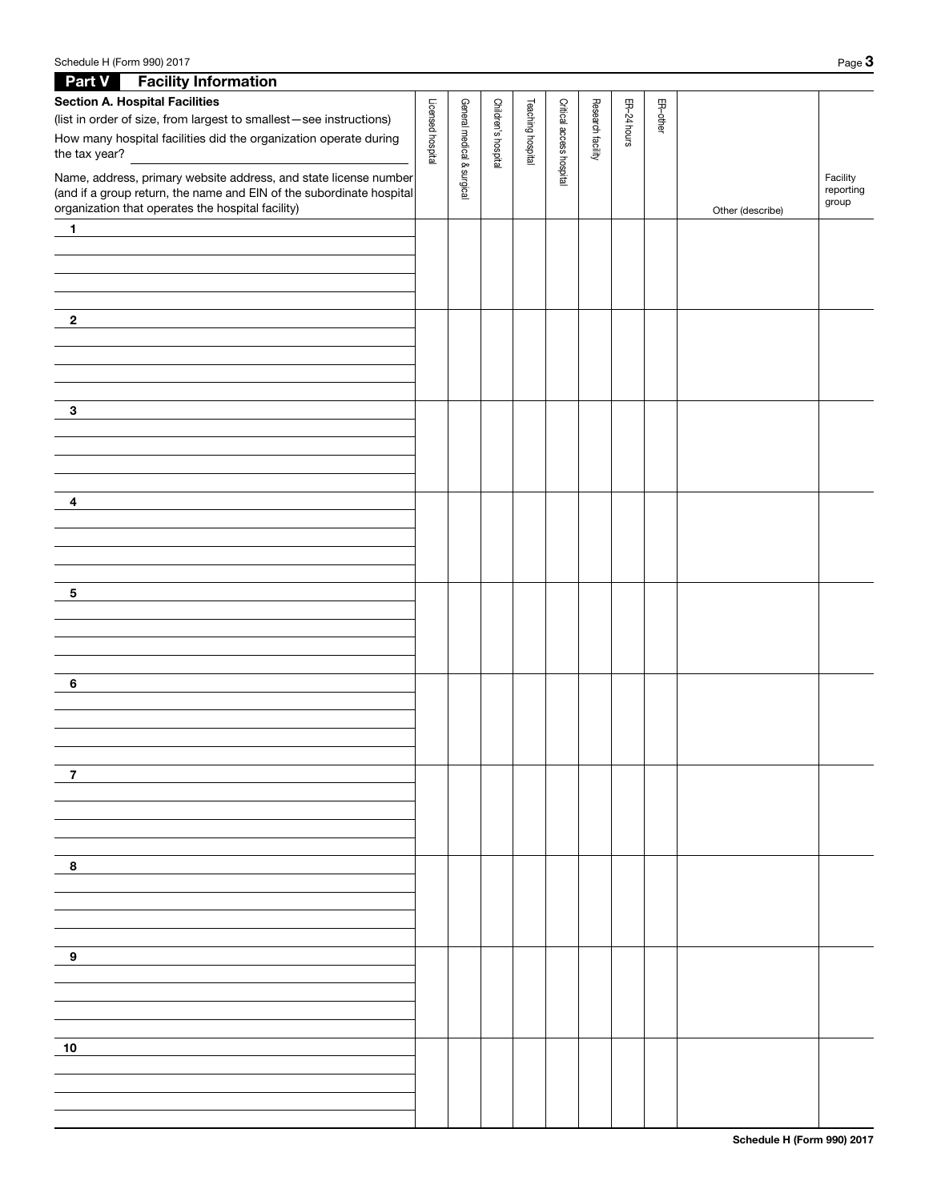## Part V Facility Information

### Section A. Hospital Facilities

(list in order of size, from largest to smallest—see instructions)

How many hospital facilities did the organization operate during the tax year?

| Name, address, primary website address, and state license number (and if a group return, the name and EIN of the subordinate hospital organization that operates the hospital facility) | Licensed hospital | General medical & surgical | Children's hospital | Teaching hospital | Critical access hospital | Research facility | ER-24 hours | ER-other | Other (describe) | Facility reporting group |
|---|---|---|---|---|---|---|---|---|---|---|
| 1 | | | | | | | | | | |
| 2 | | | | | | | | | | |
| 3 | | | | | | | | | | |
| 4 | | | | | | | | | | |
| 5 | | | | | | | | | | |
| 6 | | | | | | | | | | |
| 7 | | | | | | | | | | |
| 8 | | | | | | | | | | |
| 9 | | | | | | | | | | |
| 10 | | | | | | | | | | |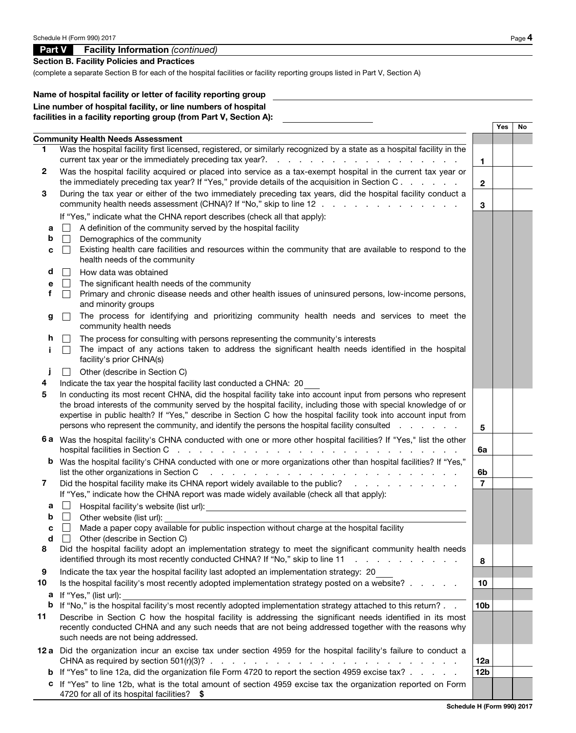## Part V Facility Information *(continued)*

### Section B. Facility Policies and Practices

(complete a separate Section B for each of the hospital facilities or facility reporting groups listed in Part V, Section A)

**Name of hospital facility or letter of facility reporting group** ____________________

**Line number of hospital facility, or line numbers of hospital facilities in a facility reporting group (from Part V, Section A):** ____________

| | | | Yes | No |
|---|---|---|---|---|
| | **Community Health Needs Assessment** | | | |
| 1 | Was the hospital facility first licensed, registered, or similarly recognized by a state as a hospital facility in the current tax year or the immediately preceding tax year? | 1 | | |
| 2 | Was the hospital facility acquired or placed into service as a tax-exempt hospital in the current tax year or the immediately preceding tax year? If "Yes," provide details of the acquisition in Section C | 2 | | |
| 3 | During the tax year or either of the two immediately preceding tax years, did the hospital facility conduct a community health needs assessment (CHNA)? If "No," skip to line 12 | 3 | | |
| | If "Yes," indicate what the CHNA report describes (check all that apply): | | | |
| a | ☐ A definition of the community served by the hospital facility | | | |
| b | ☐ Demographics of the community | | | |
| c | ☐ Existing health care facilities and resources within the community that are available to respond to the health needs of the community | | | |
| d | ☐ How data was obtained | | | |
| e | ☐ The significant health needs of the community | | | |
| f | ☐ Primary and chronic disease needs and other health issues of uninsured persons, low-income persons, and minority groups | | | |
| g | ☐ The process for identifying and prioritizing community health needs and services to meet the community health needs | | | |
| h | ☐ The process for consulting with persons representing the community's interests | | | |
| i | ☐ The impact of any actions taken to address the significant health needs identified in the hospital facility's prior CHNA(s) | | | |
| j | ☐ Other (describe in Section C) | | | |
| 4 | Indicate the tax year the hospital facility last conducted a CHNA: 20___ | | | |
| 5 | In conducting its most recent CHNA, did the hospital facility take into account input from persons who represent the broad interests of the community served by the hospital facility, including those with special knowledge of or expertise in public health? If "Yes," describe in Section C how the hospital facility took into account input from persons who represent the community, and identify the persons the hospital facility consulted | 5 | | |
| 6a | Was the hospital facility's CHNA conducted with one or more other hospital facilities? If "Yes," list the other hospital facilities in Section C | 6a | | |
| b | Was the hospital facility's CHNA conducted with one or more organizations other than hospital facilities? If "Yes," list the other organizations in Section C | 6b | | |
| 7 | Did the hospital facility make its CHNA report widely available to the public? | 7 | | |
| | If "Yes," indicate how the CHNA report was made widely available (check all that apply): | | | |
| a | ☐ Hospital facility's website (list url): ____________________ | | | |
| b | ☐ Other website (list url): ____________________ | | | |
| c | ☐ Made a paper copy available for public inspection without charge at the hospital facility | | | |
| d | ☐ Other (describe in Section C) | | | |
| 8 | Did the hospital facility adopt an implementation strategy to meet the significant community health needs identified through its most recently conducted CHNA? If "No," skip to line 11 | 8 | | |
| 9 | Indicate the tax year the hospital facility last adopted an implementation strategy: 20___ | | | |
| 10 | Is the hospital facility's most recently adopted implementation strategy posted on a website? | 10 | | |
| a | If "Yes," (list url): ____________________ | | | |
| b | If "No," is the hospital facility's most recently adopted implementation strategy attached to this return? | 10b | | |
| 11 | Describe in Section C how the hospital facility is addressing the significant needs identified in its most recently conducted CHNA and any such needs that are not being addressed together with the reasons why such needs are not being addressed. | | | |
| 12a | Did the organization incur an excise tax under section 4959 for the hospital facility's failure to conduct a CHNA as required by section 501(r)(3)? | 12a | | |
| b | If "Yes" to line 12a, did the organization file Form 4720 to report the section 4959 excise tax? | 12b | | |
| c | If "Yes" to line 12b, what is the total amount of section 4959 excise tax the organization reported on Form 4720 for all of its hospital facilities? **$** | | | |

**Schedule H (Form 990) 2017**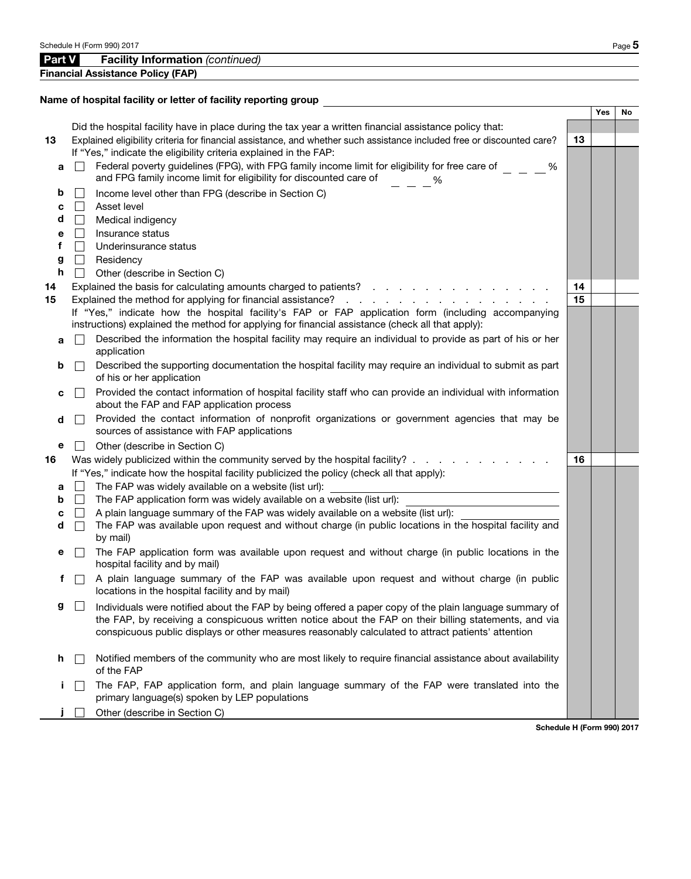## Part V Facility Information *(continued)*

**Financial Assistance Policy (FAP)**

**Name of hospital facility or letter of facility reporting group** ____________________

| | | | Yes | No |
|---|---|---|---|---|
| | Did the hospital facility have in place during the tax year a written financial assistance policy that: | | | |
| **13** | Explained eligibility criteria for financial assistance, and whether such assistance included free or discounted care? | **13** | | |
| | If "Yes," indicate the eligibility criteria explained in the FAP: | | | |
| **a** | ☐ Federal poverty guidelines (FPG), with FPG family income limit for eligibility for free care of _ _ _% and FPG family income limit for eligibility for discounted care of _ _ _% | | | |
| **b** | ☐ Income level other than FPG (describe in Section C) | | | |
| **c** | ☐ Asset level | | | |
| **d** | ☐ Medical indigency | | | |
| **e** | ☐ Insurance status | | | |
| **f** | ☐ Underinsurance status | | | |
| **g** | ☐ Residency | | | |
| **h** | ☐ Other (describe in Section C) | | | |
| **14** | Explained the basis for calculating amounts charged to patients? | **14** | | |
| **15** | Explained the method for applying for financial assistance? | **15** | | |
| | If "Yes," indicate how the hospital facility's FAP or FAP application form (including accompanying instructions) explained the method for applying for financial assistance (check all that apply): | | | |
| **a** | ☐ Described the information the hospital facility may require an individual to provide as part of his or her application | | | |
| **b** | ☐ Described the supporting documentation the hospital facility may require an individual to submit as part of his or her application | | | |
| **c** | ☐ Provided the contact information of hospital facility staff who can provide an individual with information about the FAP and FAP application process | | | |
| **d** | ☐ Provided the contact information of nonprofit organizations or government agencies that may be sources of assistance with FAP applications | | | |
| **e** | ☐ Other (describe in Section C) | | | |
| **16** | Was widely publicized within the community served by the hospital facility? | **16** | | |
| | If "Yes," indicate how the hospital facility publicized the policy (check all that apply): | | | |
| **a** | ☐ The FAP was widely available on a website (list url): ____________________ | | | |
| **b** | ☐ The FAP application form was widely available on a website (list url): ____________________ | | | |
| **c** | ☐ A plain language summary of the FAP was widely available on a website (list url): ____________________ | | | |
| **d** | ☐ The FAP was available upon request and without charge (in public locations in the hospital facility and by mail) | | | |
| **e** | ☐ The FAP application form was available upon request and without charge (in public locations in the hospital facility and by mail) | | | |
| **f** | ☐ A plain language summary of the FAP was available upon request and without charge (in public locations in the hospital facility and by mail) | | | |
| **g** | ☐ Individuals were notified about the FAP by being offered a paper copy of the plain language summary of the FAP, by receiving a conspicuous written notice about the FAP on their billing statements, and via conspicuous public displays or other measures reasonably calculated to attract patients' attention | | | |
| **h** | ☐ Notified members of the community who are most likely to require financial assistance about availability of the FAP | | | |
| **i** | ☐ The FAP, FAP application form, and plain language summary of the FAP were translated into the primary language(s) spoken by LEP populations | | | |
| **j** | ☐ Other (describe in Section C) | | | |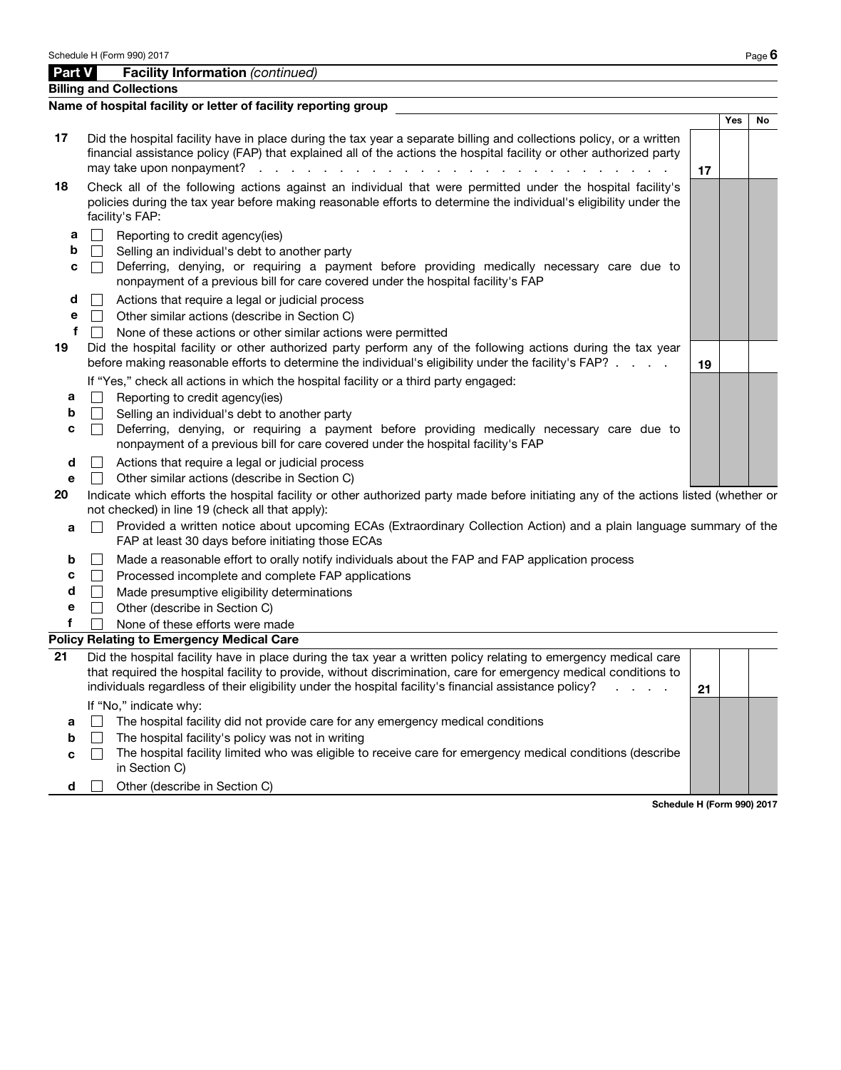Schedule H (Form 990) 2017

## Part V Facility Information *(continued)*

### Billing and Collections

**Name of hospital facility or letter of facility reporting group** \_\_\_\_\_\_\_\_\_\_\_\_\_\_\_\_\_\_\_\_

| | | | Yes | No |
|---|---|---|---|---|
| **17** | Did the hospital facility have in place during the tax year a separate billing and collections policy, or a written financial assistance policy (FAP) that explained all of the actions the hospital facility or other authorized party may take upon nonpayment? | **17** | | |
| **18** | Check all of the following actions against an individual that were permitted under the hospital facility's policies during the tax year before making reasonable efforts to determine the individual's eligibility under the facility's FAP: | | | |
| **a** | ☐ Reporting to credit agency(ies) | | | |
| **b** | ☐ Selling an individual's debt to another party | | | |
| **c** | ☐ Deferring, denying, or requiring a payment before providing medically necessary care due to nonpayment of a previous bill for care covered under the hospital facility's FAP | | | |
| **d** | ☐ Actions that require a legal or judicial process | | | |
| **e** | ☐ Other similar actions (describe in Section C) | | | |
| **f** | ☐ None of these actions or other similar actions were permitted | | | |
| **19** | Did the hospital facility or other authorized party perform any of the following actions during the tax year before making reasonable efforts to determine the individual's eligibility under the facility's FAP? | **19** | | |
| | If "Yes," check all actions in which the hospital facility or a third party engaged: | | | |
| **a** | ☐ Reporting to credit agency(ies) | | | |
| **b** | ☐ Selling an individual's debt to another party | | | |
| **c** | ☐ Deferring, denying, or requiring a payment before providing medically necessary care due to nonpayment of a previous bill for care covered under the hospital facility's FAP | | | |
| **d** | ☐ Actions that require a legal or judicial process | | | |
| **e** | ☐ Other similar actions (describe in Section C) | | | |

**20** Indicate which efforts the hospital facility or other authorized party made before initiating any of the actions listed (whether or not checked) in line 19 (check all that apply):

- **a** ☐ Provided a written notice about upcoming ECAs (Extraordinary Collection Action) and a plain language summary of the FAP at least 30 days before initiating those ECAs
- **b** ☐ Made a reasonable effort to orally notify individuals about the FAP and FAP application process
- **c** ☐ Processed incomplete and complete FAP applications
- **d** ☐ Made presumptive eligibility determinations
- **e** ☐ Other (describe in Section C)
- **f** ☐ None of these efforts were made

### Policy Relating to Emergency Medical Care

| | | | Yes | No |
|---|---|---|---|---|
| **21** | Did the hospital facility have in place during the tax year a written policy relating to emergency medical care that required the hospital facility to provide, without discrimination, care for emergency medical conditions to individuals regardless of their eligibility under the hospital facility's financial assistance policy? | **21** | | |
| | If "No," indicate why: | | | |
| **a** | ☐ The hospital facility did not provide care for any emergency medical conditions | | | |
| **b** | ☐ The hospital facility's policy was not in writing | | | |
| **c** | ☐ The hospital facility limited who was eligible to receive care for emergency medical conditions (describe in Section C) | | | |
| **d** | ☐ Other (describe in Section C) | | | |

**Schedule H (Form 990) 2017**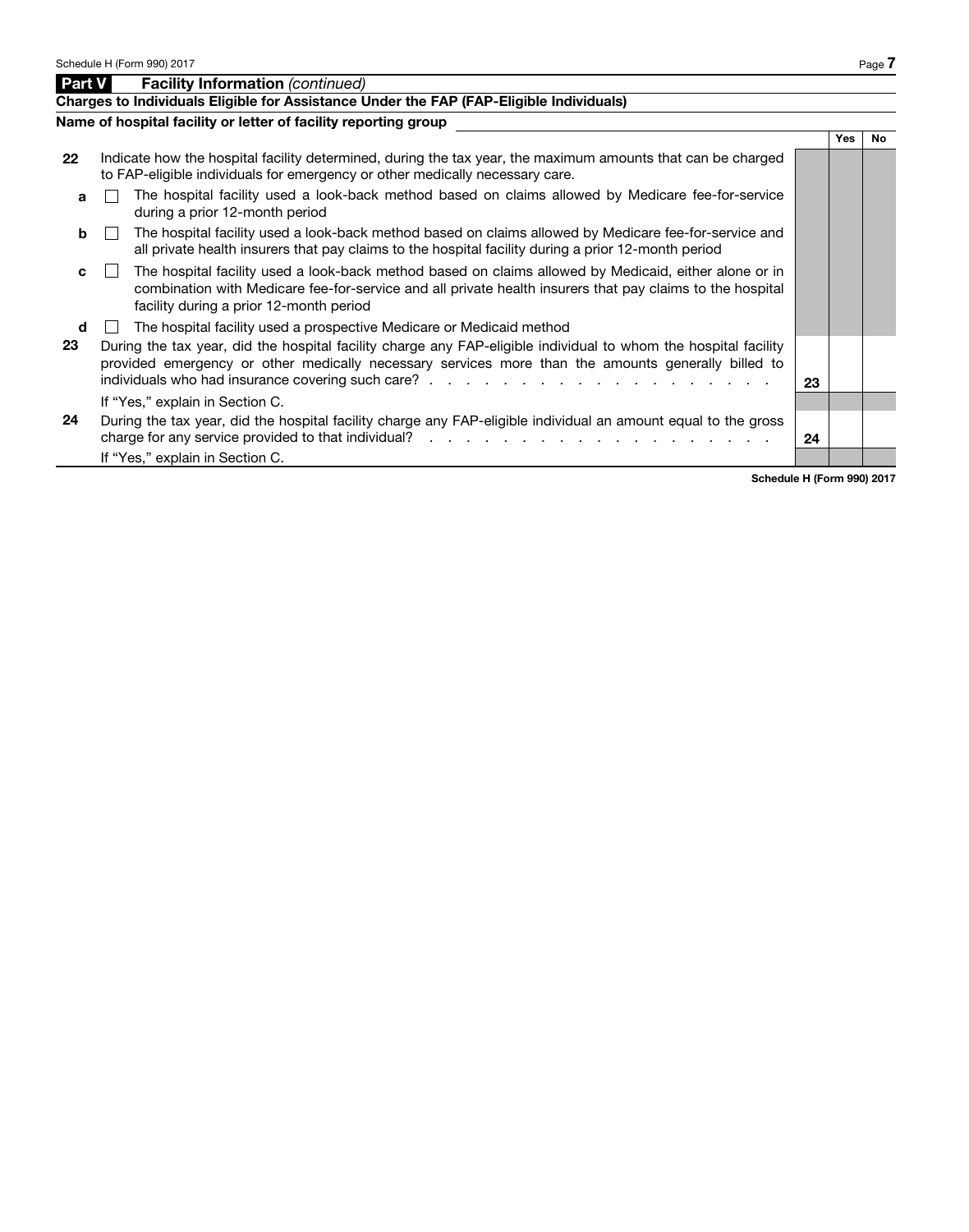## Part V Facility Information *(continued)*

**Charges to Individuals Eligible for Assistance Under the FAP (FAP-Eligible Individuals)**

**Name of hospital facility or letter of facility reporting group** \_\_\_\_\_\_\_\_\_\_\_\_\_\_\_\_\_\_\_\_\_\_\_\_\_\_\_\_\_\_\_\_\_\_\_\_\_\_\_\_\_\_\_\_\_\_\_\_\_\_\_\_\_\_\_\_\_\_\_\_

| | | | Yes | No |
|---|---|---|---|---|
| **22** | Indicate how the hospital facility determined, during the tax year, the maximum amounts that can be charged to FAP-eligible individuals for emergency or other medically necessary care. | | | |
| **a** | ☐ The hospital facility used a look-back method based on claims allowed by Medicare fee-for-service during a prior 12-month period | | | |
| **b** | ☐ The hospital facility used a look-back method based on claims allowed by Medicare fee-for-service and all private health insurers that pay claims to the hospital facility during a prior 12-month period | | | |
| **c** | ☐ The hospital facility used a look-back method based on claims allowed by Medicaid, either alone or in combination with Medicare fee-for-service and all private health insurers that pay claims to the hospital facility during a prior 12-month period | | | |
| **d** | ☐ The hospital facility used a prospective Medicare or Medicaid method | | | |
| **23** | During the tax year, did the hospital facility charge any FAP-eligible individual to whom the hospital facility provided emergency or other medically necessary services more than the amounts generally billed to individuals who had insurance covering such care? | **23** | | |
| | If "Yes," explain in Section C. | | | |
| **24** | During the tax year, did the hospital facility charge any FAP-eligible individual an amount equal to the gross charge for any service provided to that individual? | **24** | | |
| | If "Yes," explain in Section C. | | | |

**Schedule H (Form 990) 2017**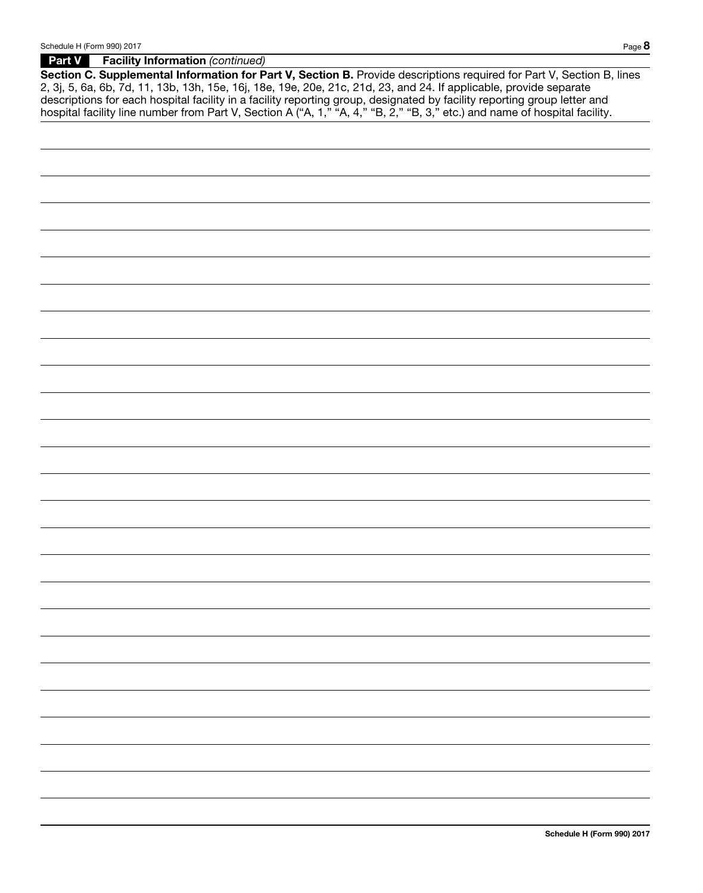**Part V Facility Information** *(continued)*

**Section C. Supplemental Information for Part V, Section B.** Provide descriptions required for Part V, Section B, lines 2, 3j, 5, 6a, 6b, 7d, 11, 13b, 13h, 15e, 16j, 18e, 19e, 20e, 21c, 21d, 23, and 24. If applicable, provide separate descriptions for each hospital facility in a facility reporting group, designated by facility reporting group letter and hospital facility line number from Part V, Section A ("A, 1," "A, 4," "B, 2," "B, 3," etc.) and name of hospital facility.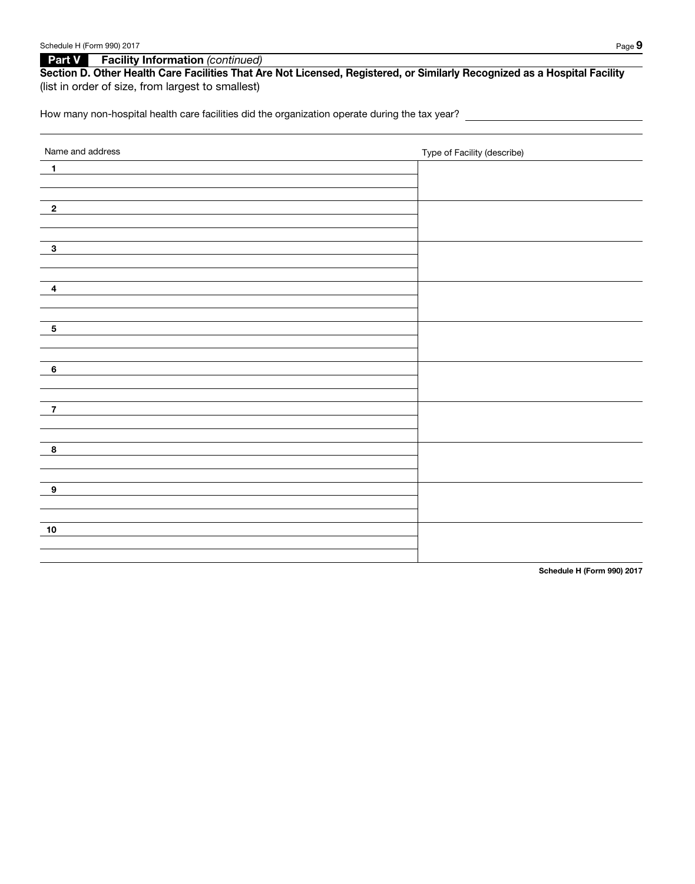## Part V Facility Information *(continued)*

### Section D. Other Health Care Facilities That Are Not Licensed, Registered, or Similarly Recognized as a Hospital Facility

(list in order of size, from largest to smallest)

How many non-hospital health care facilities did the organization operate during the tax year? ____________

| Name and address | Type of Facility (describe) |
|---|---|
| 1 | |
| 2 | |
| 3 | |
| 4 | |
| 5 | |
| 6 | |
| 7 | |
| 8 | |
| 9 | |
| 10 | |

**Schedule H (Form 990) 2017**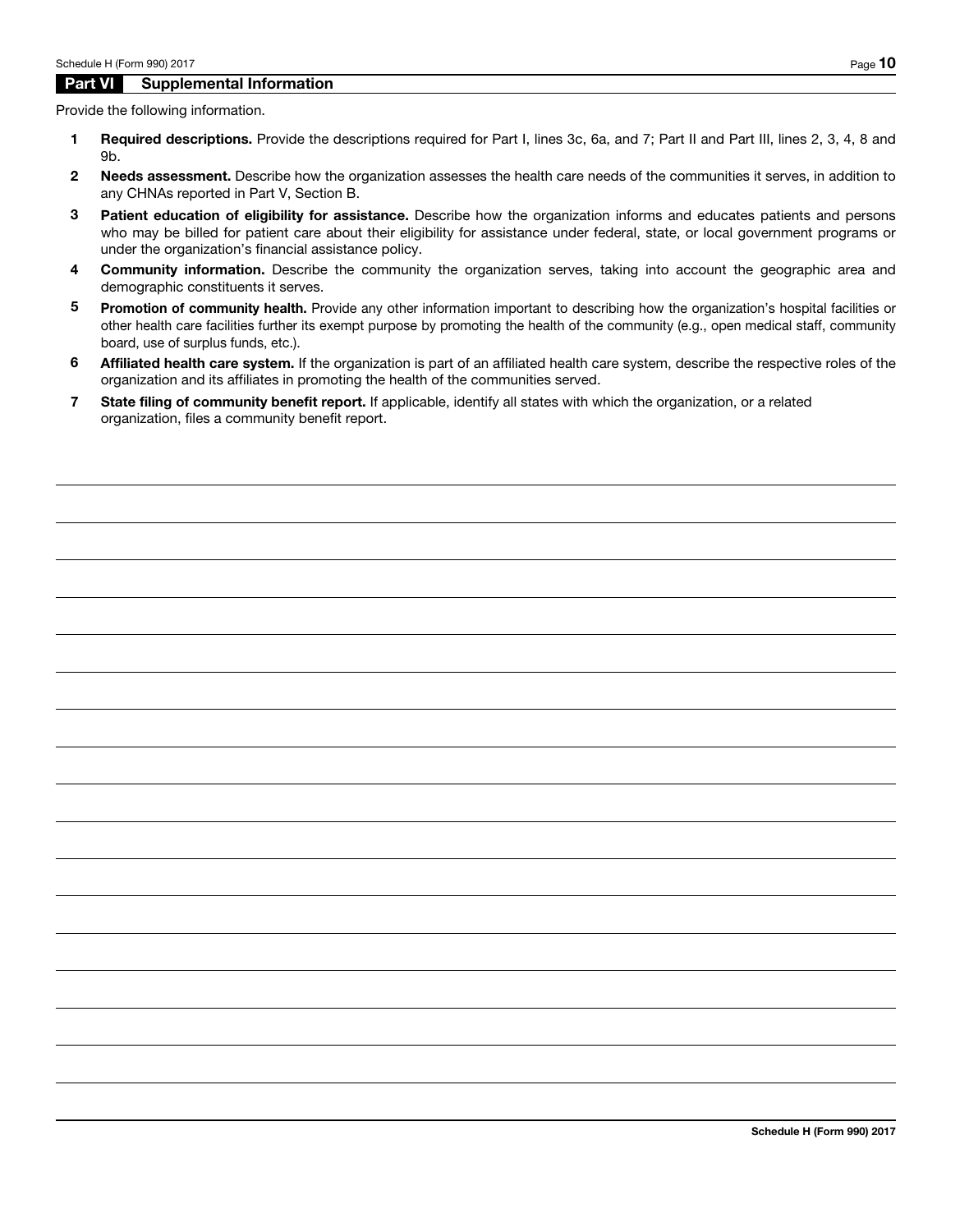## Part VI Supplemental Information

Provide the following information.

1. **Required descriptions.** Provide the descriptions required for Part I, lines 3c, 6a, and 7; Part II and Part III, lines 2, 3, 4, 8 and 9b.
2. **Needs assessment.** Describe how the organization assesses the health care needs of the communities it serves, in addition to any CHNAs reported in Part V, Section B.
3. **Patient education of eligibility for assistance.** Describe how the organization informs and educates patients and persons who may be billed for patient care about their eligibility for assistance under federal, state, or local government programs or under the organization's financial assistance policy.
4. **Community information.** Describe the community the organization serves, taking into account the geographic area and demographic constituents it serves.
5. **Promotion of community health.** Provide any other information important to describing how the organization's hospital facilities or other health care facilities further its exempt purpose by promoting the health of the community (e.g., open medical staff, community board, use of surplus funds, etc.).
6. **Affiliated health care system.** If the organization is part of an affiliated health care system, describe the respective roles of the organization and its affiliates in promoting the health of the communities served.
7. **State filing of community benefit report.** If applicable, identify all states with which the organization, or a related organization, files a community benefit report.